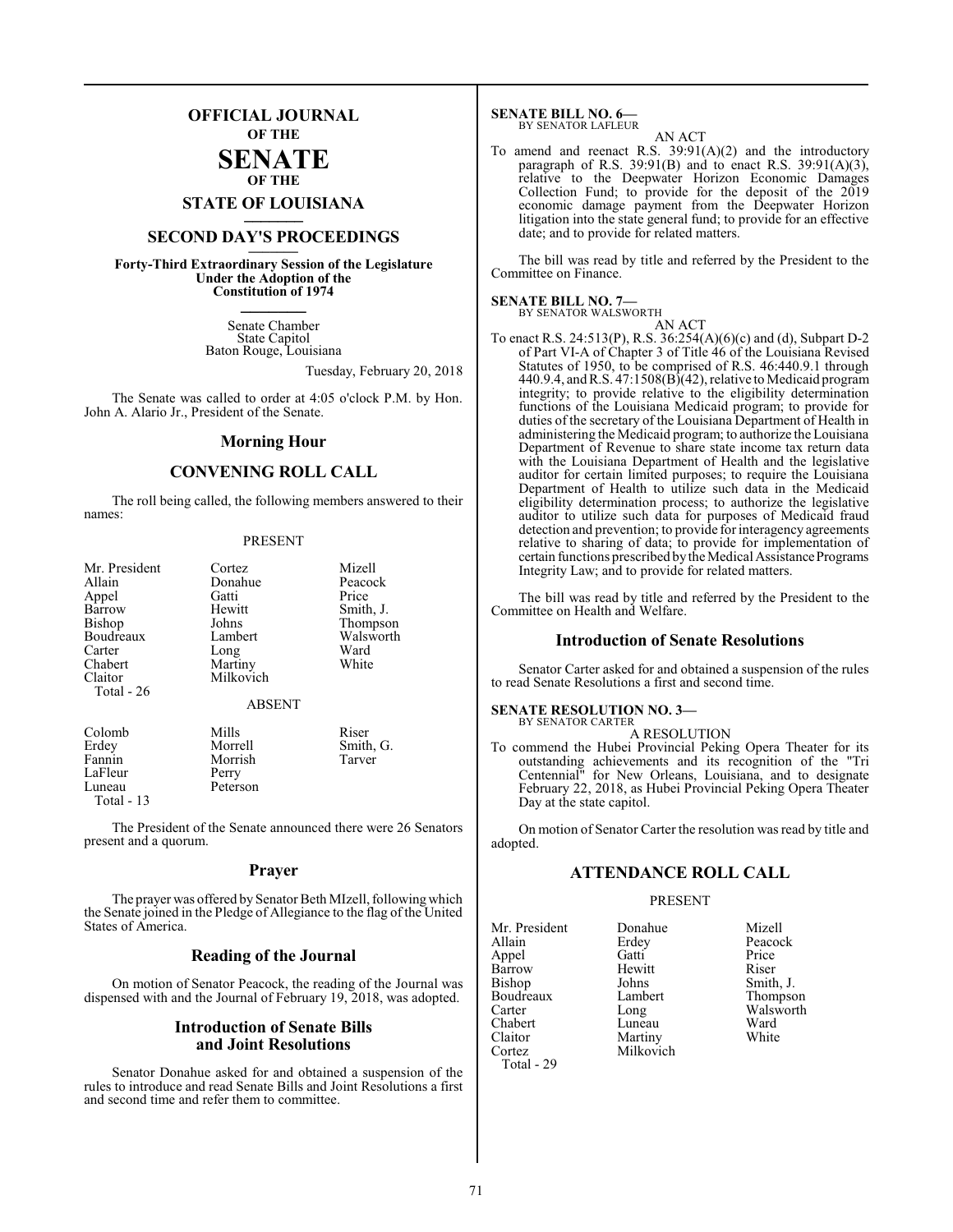# OFFICIAL JOURNAL
**OF THE**
# SENATE
**OF THE**
## STATE OF LOUISIANA

## SECOND DAY'S PROCEEDINGS

**Forty-Third Extraordinary Session of the Legislature Under the Adoption of the Constitution of 1974**

Senate Chamber
State Capitol
Baton Rouge, Louisiana

Tuesday, February 20, 2018

The Senate was called to order at 4:05 o'clock P.M. by Hon. John A. Alario Jr., President of the Senate.

### Morning Hour

### CONVENING ROLL CALL

The roll being called, the following members answered to their names:

PRESENT

| | | |
|---|---|---|
| Mr. President | Cortez | Mizell |
| Allain | Donahue | Peacock |
| Appel | Gatti | Price |
| Barrow | Hewitt | Smith, J. |
| Bishop | Johns | Thompson |
| Boudreaux | Lambert | Walsworth |
| Carter | Long | Ward |
| Chabert | Martiny | White |
| Claitor | Milkovich | |
| Total - 26 | | |

ABSENT

| | | |
|---|---|---|
| Colomb | Mills | Riser |
| Erdey | Morrell | Smith, G. |
| Fannin | Morrish | Tarver |
| LaFleur | Perry | |
| Luneau | Peterson | |
| Total - 13 | | |

The President of the Senate announced there were 26 Senators present and a quorum.

### Prayer

The prayer was offered by Senator Beth MIzell, following which the Senate joined in the Pledge of Allegiance to the flag of the United States of America.

### Reading of the Journal

On motion of Senator Peacock, the reading of the Journal was dispensed with and the Journal of February 19, 2018, was adopted.

### Introduction of Senate Bills and Joint Resolutions

Senator Donahue asked for and obtained a suspension of the rules to introduce and read Senate Bills and Joint Resolutions a first and second time and refer them to committee.

**SENATE BILL NO. 6—**
BY SENATOR LAFLEUR

AN ACT

To amend and reenact R.S. 39:91(A)(2) and the introductory paragraph of R.S. 39:91(B) and to enact R.S. 39:91(A)(3), relative to the Deepwater Horizon Economic Damages Collection Fund; to provide for the deposit of the 2019 economic damage payment from the Deepwater Horizon litigation into the state general fund; to provide for an effective date; and to provide for related matters.

The bill was read by title and referred by the President to the Committee on Finance.

**SENATE BILL NO. 7—**
BY SENATOR WALSWORTH

AN ACT

To enact R.S. 24:513(P), R.S. 36:254(A)(6)(c) and (d), Subpart D-2 of Part VI-A of Chapter 3 of Title 46 of the Louisiana Revised Statutes of 1950, to be comprised of R.S. 46:440.9.1 through 440.9.4, and R.S. 47:1508(B)(42), relative to Medicaid program integrity; to provide relative to the eligibility determination functions of the Louisiana Medicaid program; to provide for duties of the secretary of the Louisiana Department of Health in administering the Medicaid program; to authorize the Louisiana Department of Revenue to share state income tax return data with the Louisiana Department of Health and the legislative auditor for certain limited purposes; to require the Louisiana Department of Health to utilize such data in the Medicaid eligibility determination process; to authorize the legislative auditor to utilize such data for purposes of Medicaid fraud detection and prevention; to provide for interagency agreements relative to sharing of data; to provide for implementation of certain functions prescribed by the Medical Assistance Programs Integrity Law; and to provide for related matters.

The bill was read by title and referred by the President to the Committee on Health and Welfare.

### Introduction of Senate Resolutions

Senator Carter asked for and obtained a suspension of the rules to read Senate Resolutions a first and second time.

**SENATE RESOLUTION NO. 3—**
BY SENATOR CARTER

A RESOLUTION

To commend the Hubei Provincial Peking Opera Theater for its outstanding achievements and its recognition of the "Tri Centennial" for New Orleans, Louisiana, and to designate February 22, 2018, as Hubei Provincial Peking Opera Theater Day at the state capitol.

On motion of Senator Carter the resolution was read by title and adopted.

### ATTENDANCE ROLL CALL

PRESENT

| | | |
|---|---|---|
| Mr. President | Donahue | Mizell |
| Allain | Erdey | Peacock |
| Appel | Gatti | Price |
| Barrow | Hewitt | Riser |
| Bishop | Johns | Smith, J. |
| Boudreaux | Lambert | Thompson |
| Carter | Long | Walsworth |
| Chabert | Luneau | Ward |
| Claitor | Martiny | White |
| Cortez | Milkovich | |
| Total - 29 | | |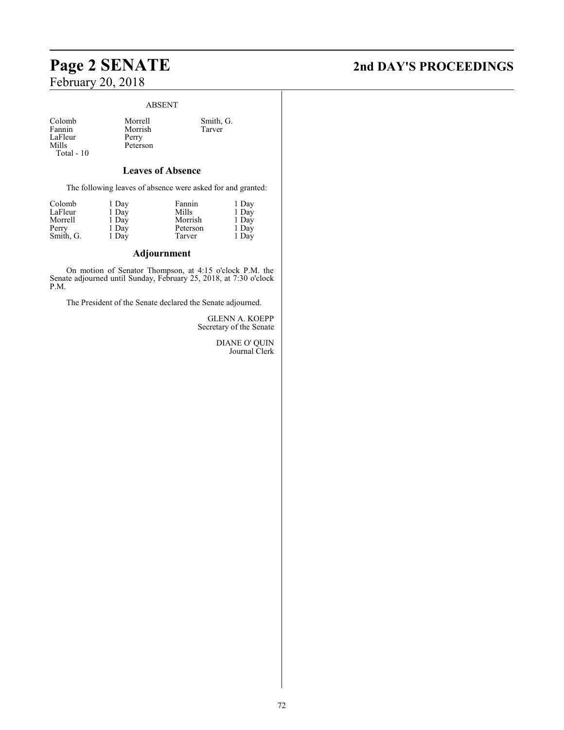ABSENT

| | | |
|---|---|---|
| Colomb | Morrell | Smith, G. |
| Fannin | Morrish | Tarver |
| LaFleur | Perry | |
| Mills | Peterson | |

Total - 10

## Leaves of Absence

The following leaves of absence were asked for and granted:

| | | | |
|---|---|---|---|
| Colomb | 1 Day | Fannin | 1 Day |
| LaFleur | 1 Day | Mills | 1 Day |
| Morrell | 1 Day | Morrish | 1 Day |
| Perry | 1 Day | Peterson | 1 Day |
| Smith, G. | 1 Day | Tarver | 1 Day |

## Adjournment

On motion of Senator Thompson, at 4:15 o'clock P.M. the Senate adjourned until Sunday, February 25, 2018, at 7:30 o'clock P.M.

The President of the Senate declared the Senate adjourned.

GLENN A. KOEPP
Secretary of the Senate

DIANE O' QUIN
Journal Clerk